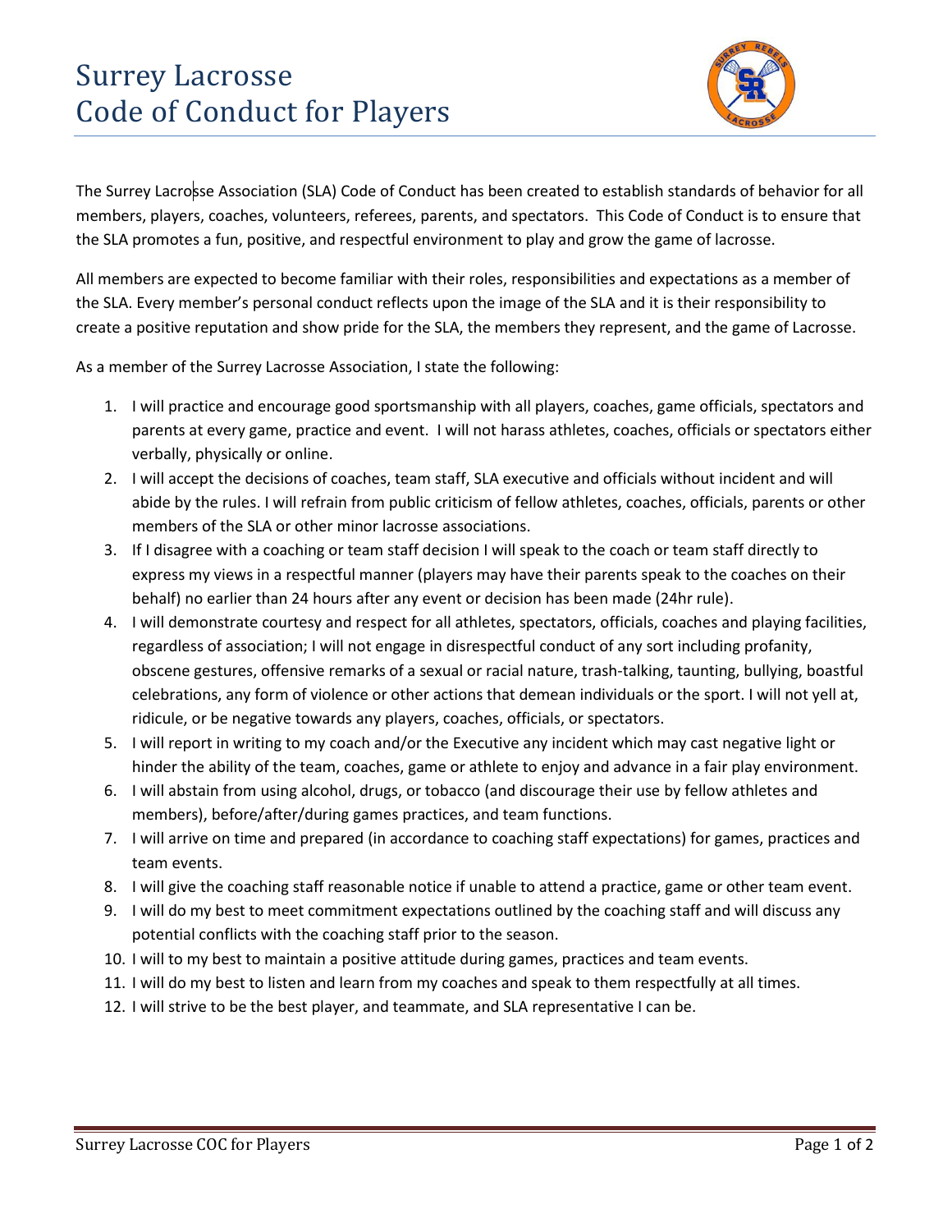# Surrey Lacrosse Code of Conduct for Players

The Surrey Lacrosse Association (SLA) Code of Conduct has been created to establish standards of behavior for all members, players, coaches, volunteers, referees, parents, and spectators. This Code of Conduct is to ensure that the SLA promotes a fun, positive, and respectful environment to play and grow the game of lacrosse.

All members are expected to become familiar with their roles, responsibilities and expectations as a member of the SLA. Every member's personal conduct reflects upon the image of the SLA and it is their responsibility to create a positive reputation and show pride for the SLA, the members they represent, and the game of Lacrosse.

As a member of the Surrey Lacrosse Association, I state the following:

1. I will practice and encourage good sportsmanship with all players, coaches, game officials, spectators and parents at every game, practice and event. I will not harass athletes, coaches, officials or spectators either verbally, physically or online.
2. I will accept the decisions of coaches, team staff, SLA executive and officials without incident and will abide by the rules. I will refrain from public criticism of fellow athletes, coaches, officials, parents or other members of the SLA or other minor lacrosse associations.
3. If I disagree with a coaching or team staff decision I will speak to the coach or team staff directly to express my views in a respectful manner (players may have their parents speak to the coaches on their behalf) no earlier than 24 hours after any event or decision has been made (24hr rule).
4. I will demonstrate courtesy and respect for all athletes, spectators, officials, coaches and playing facilities, regardless of association; I will not engage in disrespectful conduct of any sort including profanity, obscene gestures, offensive remarks of a sexual or racial nature, trash-talking, taunting, bullying, boastful celebrations, any form of violence or other actions that demean individuals or the sport. I will not yell at, ridicule, or be negative towards any players, coaches, officials, or spectators.
5. I will report in writing to my coach and/or the Executive any incident which may cast negative light or hinder the ability of the team, coaches, game or athlete to enjoy and advance in a fair play environment.
6. I will abstain from using alcohol, drugs, or tobacco (and discourage their use by fellow athletes and members), before/after/during games practices, and team functions.
7. I will arrive on time and prepared (in accordance to coaching staff expectations) for games, practices and team events.
8. I will give the coaching staff reasonable notice if unable to attend a practice, game or other team event.
9. I will do my best to meet commitment expectations outlined by the coaching staff and will discuss any potential conflicts with the coaching staff prior to the season.
10. I will to my best to maintain a positive attitude during games, practices and team events.
11. I will do my best to listen and learn from my coaches and speak to them respectfully at all times.
12. I will strive to be the best player, and teammate, and SLA representative I can be.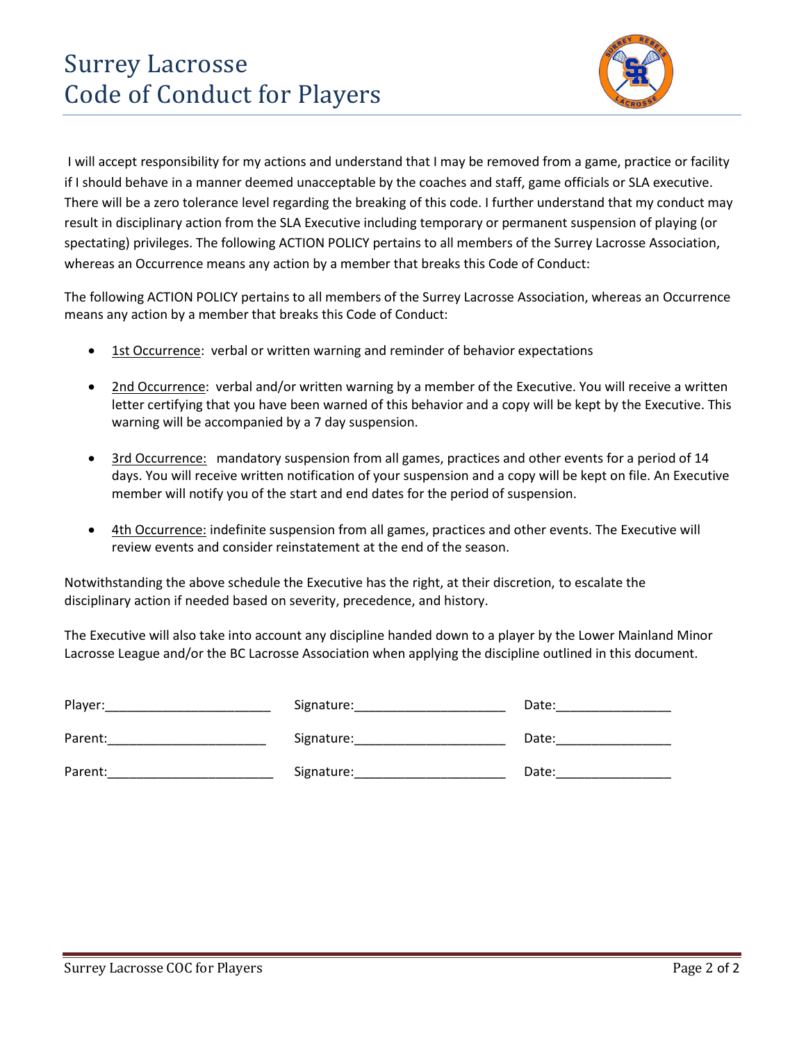# Surrey Lacrosse
# Code of Conduct for Players

I will accept responsibility for my actions and understand that I may be removed from a game, practice or facility if I should behave in a manner deemed unacceptable by the coaches and staff, game officials or SLA executive. There will be a zero tolerance level regarding the breaking of this code. I further understand that my conduct may result in disciplinary action from the SLA Executive including temporary or permanent suspension of playing (or spectating) privileges. The following ACTION POLICY pertains to all members of the Surrey Lacrosse Association, whereas an Occurrence means any action by a member that breaks this Code of Conduct:

The following ACTION POLICY pertains to all members of the Surrey Lacrosse Association, whereas an Occurrence means any action by a member that breaks this Code of Conduct:

- <u>1st Occurrence</u>: verbal or written warning and reminder of behavior expectations
- <u>2nd Occurrence</u>: verbal and/or written warning by a member of the Executive. You will receive a written letter certifying that you have been warned of this behavior and a copy will be kept by the Executive. This warning will be accompanied by a 7 day suspension.
- <u>3rd Occurrence:</u> mandatory suspension from all games, practices and other events for a period of 14 days. You will receive written notification of your suspension and a copy will be kept on file. An Executive member will notify you of the start and end dates for the period of suspension.
- <u>4th Occurrence:</u> indefinite suspension from all games, practices and other events. The Executive will review events and consider reinstatement at the end of the season.

Notwithstanding the above schedule the Executive has the right, at their discretion, to escalate the disciplinary action if needed based on severity, precedence, and history.

The Executive will also take into account any discipline handed down to a player by the Lower Mainland Minor Lacrosse League and/or the BC Lacrosse Association when applying the discipline outlined in this document.

Player:_______________________ Signature:____________________ Date:________________

Parent:______________________ Signature:____________________ Date:________________

Parent:_______________________ Signature:____________________ Date:________________